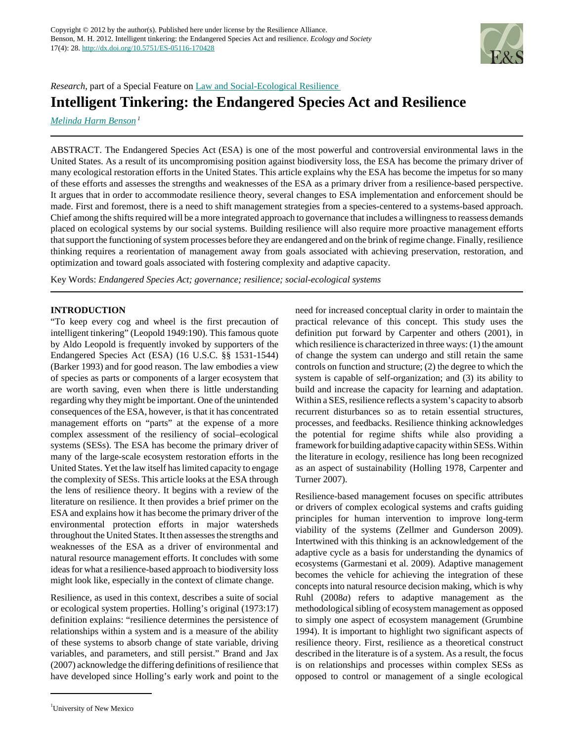Copyright © 2012 by the author(s). Published here under license by the Resilience Alliance.
Benson, M. H. 2012. Intelligent tinkering: the Endangered Species Act and resilience. *Ecology and Society* 17(4): 28. http://dx.doi.org/10.5751/ES-05116-170428

*Research*, part of a Special Feature on Law and Social-Ecological Resilience

# Intelligent Tinkering: the Endangered Species Act and Resilience

*Melinda Harm Benson* [1]

ABSTRACT. The Endangered Species Act (ESA) is one of the most powerful and controversial environmental laws in the United States. As a result of its uncompromising position against biodiversity loss, the ESA has become the primary driver of many ecological restoration efforts in the United States. This article explains why the ESA has become the impetus for so many of these efforts and assesses the strengths and weaknesses of the ESA as a primary driver from a resilience-based perspective. It argues that in order to accommodate resilience theory, several changes to ESA implementation and enforcement should be made. First and foremost, there is a need to shift management strategies from a species-centered to a systems-based approach. Chief among the shifts required will be a more integrated approach to governance that includes a willingness to reassess demands placed on ecological systems by our social systems. Building resilience will also require more proactive management efforts that support the functioning of system processes before they are endangered and on the brink of regime change. Finally, resilience thinking requires a reorientation of management away from goals associated with achieving preservation, restoration, and optimization and toward goals associated with fostering complexity and adaptive capacity.

Key Words: *Endangered Species Act; governance; resilience; social-ecological systems*

## INTRODUCTION

"To keep every cog and wheel is the first precaution of intelligent tinkering" (Leopold 1949:190). This famous quote by Aldo Leopold is frequently invoked by supporters of the Endangered Species Act (ESA) (16 U.S.C. §§ 1531-1544) (Barker 1993) and for good reason. The law embodies a view of species as parts or components of a larger ecosystem that are worth saving, even when there is little understanding regarding why they might be important. One of the unintended consequences of the ESA, however, is that it has concentrated management efforts on "parts" at the expense of a more complex assessment of the resiliency of social–ecological systems (SESs). The ESA has become the primary driver of many of the large-scale ecosystem restoration efforts in the United States. Yet the law itself has limited capacity to engage the complexity of SESs. This article looks at the ESA through the lens of resilience theory. It begins with a review of the literature on resilience. It then provides a brief primer on the ESA and explains how it has become the primary driver of the environmental protection efforts in major watersheds throughout the United States. It then assesses the strengths and weaknesses of the ESA as a driver of environmental and natural resource management efforts. It concludes with some ideas for what a resilience-based approach to biodiversity loss might look like, especially in the context of climate change.

Resilience, as used in this context, describes a suite of social or ecological system properties. Holling's original (1973:17) definition explains: "resilience determines the persistence of relationships within a system and is a measure of the ability of these systems to absorb change of state variable, driving variables, and parameters, and still persist." Brand and Jax (2007) acknowledge the differing definitions of resilience that have developed since Holling's early work and point to the need for increased conceptual clarity in order to maintain the practical relevance of this concept. This study uses the definition put forward by Carpenter and others (2001), in which resilience is characterized in three ways: (1) the amount of change the system can undergo and still retain the same controls on function and structure; (2) the degree to which the system is capable of self-organization; and (3) its ability to build and increase the capacity for learning and adaptation. Within a SES, resilience reflects a system's capacity to absorb recurrent disturbances so as to retain essential structures, processes, and feedbacks. Resilience thinking acknowledges the potential for regime shifts while also providing a framework for building adaptive capacity within SESs. Within the literature in ecology, resilience has long been recognized as an aspect of sustainability (Holling 1978, Carpenter and Turner 2007).

Resilience-based management focuses on specific attributes or drivers of complex ecological systems and crafts guiding principles for human intervention to improve long-term viability of the systems (Zellmer and Gunderson 2009). Intertwined with this thinking is an acknowledgement of the adaptive cycle as a basis for understanding the dynamics of ecosystems (Garmestani et al. 2009). Adaptive management becomes the vehicle for achieving the integration of these concepts into natural resource decision making, which is why Ruhl (2008*a*) refers to adaptive management as the methodological sibling of ecosystem management as opposed to simply one aspect of ecosystem management (Grumbine 1994). It is important to highlight two significant aspects of resilience theory. First, resilience as a theoretical construct described in the literature is of a system. As a result, the focus is on relationships and processes within complex SESs as opposed to control or management of a single ecological

[1] University of New Mexico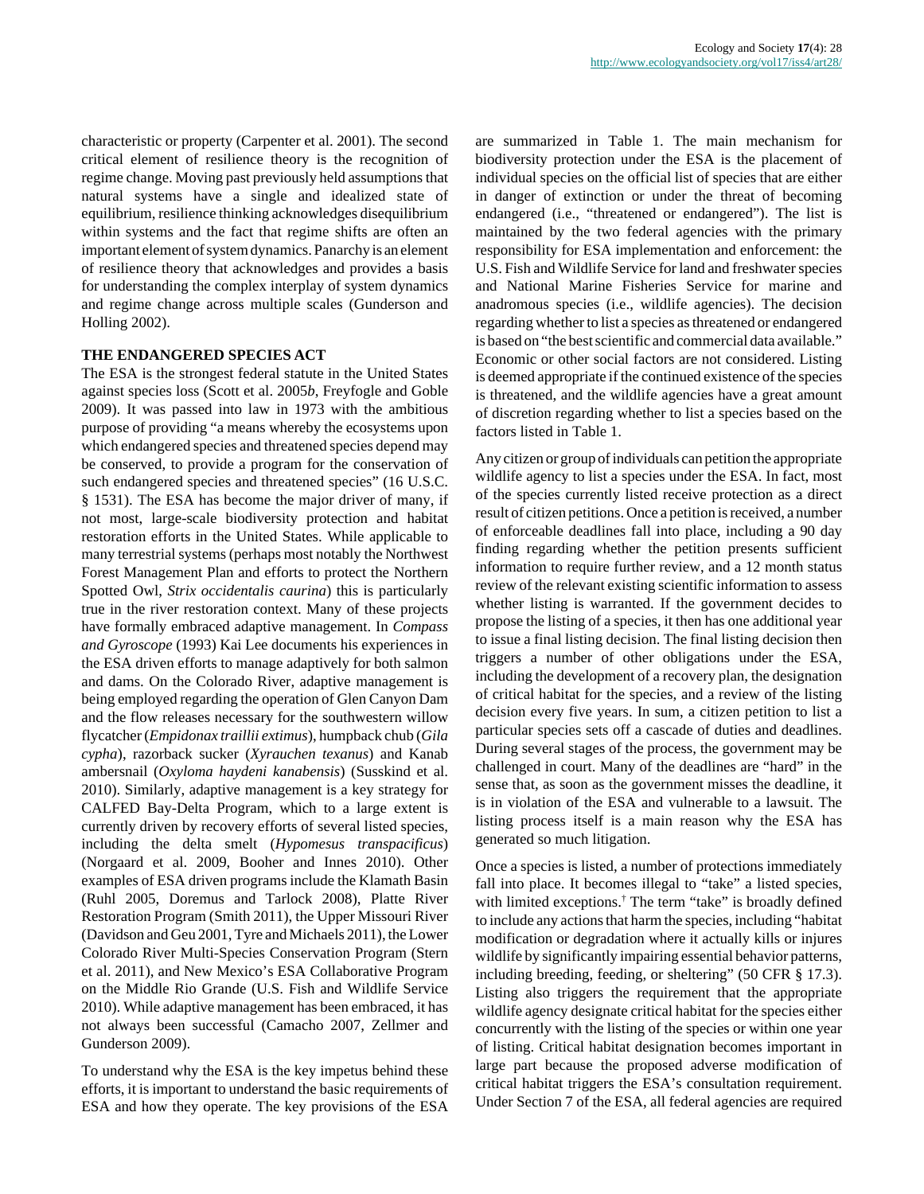characteristic or property (Carpenter et al. 2001). The second critical element of resilience theory is the recognition of regime change. Moving past previously held assumptions that natural systems have a single and idealized state of equilibrium, resilience thinking acknowledges disequilibrium within systems and the fact that regime shifts are often an important element of system dynamics. Panarchy is an element of resilience theory that acknowledges and provides a basis for understanding the complex interplay of system dynamics and regime change across multiple scales (Gunderson and Holling 2002).

## THE ENDANGERED SPECIES ACT

The ESA is the strongest federal statute in the United States against species loss (Scott et al. 2005*b*, Freyfogle and Goble 2009). It was passed into law in 1973 with the ambitious purpose of providing "a means whereby the ecosystems upon which endangered species and threatened species depend may be conserved, to provide a program for the conservation of such endangered species and threatened species" (16 U.S.C. § 1531). The ESA has become the major driver of many, if not most, large-scale biodiversity protection and habitat restoration efforts in the United States. While applicable to many terrestrial systems (perhaps most notably the Northwest Forest Management Plan and efforts to protect the Northern Spotted Owl, *Strix occidentalis caurina*) this is particularly true in the river restoration context. Many of these projects have formally embraced adaptive management. In *Compass and Gyroscope* (1993) Kai Lee documents his experiences in the ESA driven efforts to manage adaptively for both salmon and dams. On the Colorado River, adaptive management is being employed regarding the operation of Glen Canyon Dam and the flow releases necessary for the southwestern willow flycatcher (*Empidonax traillii extimus*), humpback chub (*Gila cypha*), razorback sucker (*Xyrauchen texanus*) and Kanab ambersnail (*Oxyloma haydeni kanabensis*) (Susskind et al. 2010). Similarly, adaptive management is a key strategy for CALFED Bay-Delta Program, which to a large extent is currently driven by recovery efforts of several listed species, including the delta smelt (*Hypomesus transpacificus*) (Norgaard et al. 2009, Booher and Innes 2010). Other examples of ESA driven programs include the Klamath Basin (Ruhl 2005, Doremus and Tarlock 2008), Platte River Restoration Program (Smith 2011), the Upper Missouri River (Davidson and Geu 2001, Tyre and Michaels 2011), the Lower Colorado River Multi-Species Conservation Program (Stern et al. 2011), and New Mexico's ESA Collaborative Program on the Middle Rio Grande (U.S. Fish and Wildlife Service 2010). While adaptive management has been embraced, it has not always been successful (Camacho 2007, Zellmer and Gunderson 2009).

To understand why the ESA is the key impetus behind these efforts, it is important to understand the basic requirements of ESA and how they operate. The key provisions of the ESA are summarized in Table 1. The main mechanism for biodiversity protection under the ESA is the placement of individual species on the official list of species that are either in danger of extinction or under the threat of becoming endangered (i.e., "threatened or endangered"). The list is maintained by the two federal agencies with the primary responsibility for ESA implementation and enforcement: the U.S. Fish and Wildlife Service for land and freshwater species and National Marine Fisheries Service for marine and anadromous species (i.e., wildlife agencies). The decision regarding whether to list a species as threatened or endangered is based on "the best scientific and commercial data available." Economic or other social factors are not considered. Listing is deemed appropriate if the continued existence of the species is threatened, and the wildlife agencies have a great amount of discretion regarding whether to list a species based on the factors listed in Table 1.

Any citizen or group of individuals can petition the appropriate wildlife agency to list a species under the ESA. In fact, most of the species currently listed receive protection as a direct result of citizen petitions. Once a petition is received, a number of enforceable deadlines fall into place, including a 90 day finding regarding whether the petition presents sufficient information to require further review, and a 12 month status review of the relevant existing scientific information to assess whether listing is warranted. If the government decides to propose the listing of a species, it then has one additional year to issue a final listing decision. The final listing decision then triggers a number of other obligations under the ESA, including the development of a recovery plan, the designation of critical habitat for the species, and a review of the listing decision every five years. In sum, a citizen petition to list a particular species sets off a cascade of duties and deadlines. During several stages of the process, the government may be challenged in court. Many of the deadlines are "hard" in the sense that, as soon as the government misses the deadline, it is in violation of the ESA and vulnerable to a lawsuit. The listing process itself is a main reason why the ESA has generated so much litigation.

Once a species is listed, a number of protections immediately fall into place. It becomes illegal to "take" a listed species, with limited exceptions.[†] The term "take" is broadly defined to include any actions that harm the species, including "habitat modification or degradation where it actually kills or injures wildlife by significantly impairing essential behavior patterns, including breeding, feeding, or sheltering" (50 CFR § 17.3). Listing also triggers the requirement that the appropriate wildlife agency designate critical habitat for the species either concurrently with the listing of the species or within one year of listing. Critical habitat designation becomes important in large part because the proposed adverse modification of critical habitat triggers the ESA's consultation requirement. Under Section 7 of the ESA, all federal agencies are required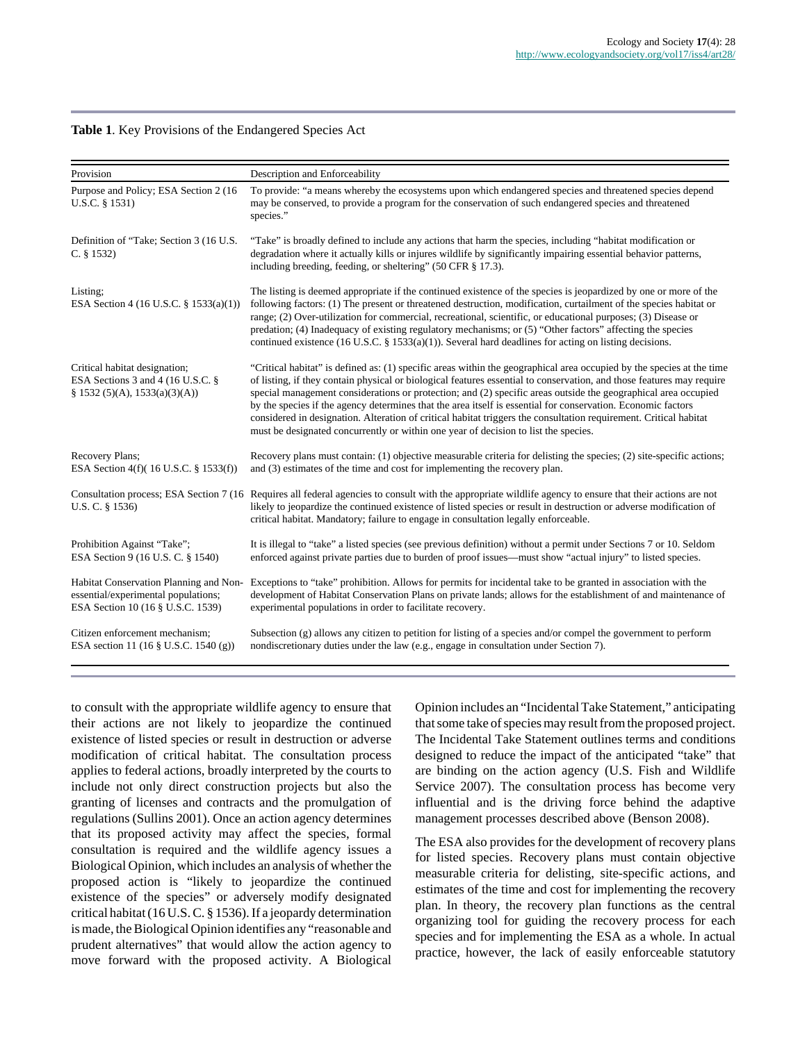**Table 1**. Key Provisions of the Endangered Species Act

| Provision | Description and Enforceability |
|---|---|
| Purpose and Policy; ESA Section 2 (16 U.S.C. § 1531) | To provide: "a means whereby the ecosystems upon which endangered species and threatened species depend may be conserved, to provide a program for the conservation of such endangered species and threatened species." |
| Definition of "Take; Section 3 (16 U.S. C. § 1532) | "Take" is broadly defined to include any actions that harm the species, including "habitat modification or degradation where it actually kills or injures wildlife by significantly impairing essential behavior patterns, including breeding, feeding, or sheltering" (50 CFR § 17.3). |
| Listing; ESA Section 4 (16 U.S.C. § 1533(a)(1)) | The listing is deemed appropriate if the continued existence of the species is jeopardized by one or more of the following factors: (1) The present or threatened destruction, modification, curtailment of the species habitat or range; (2) Over-utilization for commercial, recreational, scientific, or educational purposes; (3) Disease or predation; (4) Inadequacy of existing regulatory mechanisms; or (5) "Other factors" affecting the species continued existence (16 U.S.C. § 1533(a)(1)). Several hard deadlines for acting on listing decisions. |
| Critical habitat designation; ESA Sections 3 and 4 (16 U.S.C. § § 1532 (5)(A), 1533(a)(3)(A)) | "Critical habitat" is defined as: (1) specific areas within the geographical area occupied by the species at the time of listing, if they contain physical or biological features essential to conservation, and those features may require special management considerations or protection; and (2) specific areas outside the geographical area occupied by the species if the agency determines that the area itself is essential for conservation. Economic factors considered in designation. Alteration of critical habitat triggers the consultation requirement. Critical habitat must be designated concurrently or within one year of decision to list the species. |
| Recovery Plans; ESA Section 4(f)( 16 U.S.C. § 1533(f)) | Recovery plans must contain: (1) objective measurable criteria for delisting the species; (2) site-specific actions; and (3) estimates of the time and cost for implementing the recovery plan. |
| Consultation process; ESA Section 7 (16 U.S. C. § 1536) | Requires all federal agencies to consult with the appropriate wildlife agency to ensure that their actions are not likely to jeopardize the continued existence of listed species or result in destruction or adverse modification of critical habitat. Mandatory; failure to engage in consultation legally enforceable. |
| Prohibition Against "Take"; ESA Section 9 (16 U.S. C. § 1540) | It is illegal to "take" a listed species (see previous definition) without a permit under Sections 7 or 10. Seldom enforced against private parties due to burden of proof issues—must show "actual injury" to listed species. |
| Habitat Conservation Planning and Non-essential/experimental populations; ESA Section 10 (16 § U.S.C. 1539) | Exceptions to "take" prohibition. Allows for permits for incidental take to be granted in association with the development of Habitat Conservation Plans on private lands; allows for the establishment of and maintenance of experimental populations in order to facilitate recovery. |
| Citizen enforcement mechanism; ESA section 11 (16 § U.S.C. 1540 (g)) | Subsection (g) allows any citizen to petition for listing of a species and/or compel the government to perform nondiscretionary duties under the law (e.g., engage in consultation under Section 7). |

to consult with the appropriate wildlife agency to ensure that their actions are not likely to jeopardize the continued existence of listed species or result in destruction or adverse modification of critical habitat. The consultation process applies to federal actions, broadly interpreted by the courts to include not only direct construction projects but also the granting of licenses and contracts and the promulgation of regulations (Sullins 2001). Once an action agency determines that its proposed activity may affect the species, formal consultation is required and the wildlife agency issues a Biological Opinion, which includes an analysis of whether the proposed action is "likely to jeopardize the continued existence of the species" or adversely modify designated critical habitat (16 U.S. C. § 1536). If a jeopardy determination is made, the Biological Opinion identifies any "reasonable and prudent alternatives" that would allow the action agency to move forward with the proposed activity. A Biological Opinion includes an "Incidental Take Statement," anticipating that some take of species may result from the proposed project. The Incidental Take Statement outlines terms and conditions designed to reduce the impact of the anticipated "take" that are binding on the action agency (U.S. Fish and Wildlife Service 2007). The consultation process has become very influential and is the driving force behind the adaptive management processes described above (Benson 2008).

The ESA also provides for the development of recovery plans for listed species. Recovery plans must contain objective measurable criteria for delisting, site-specific actions, and estimates of the time and cost for implementing the recovery plan. In theory, the recovery plan functions as the central organizing tool for guiding the recovery process for each species and for implementing the ESA as a whole. In actual practice, however, the lack of easily enforceable statutory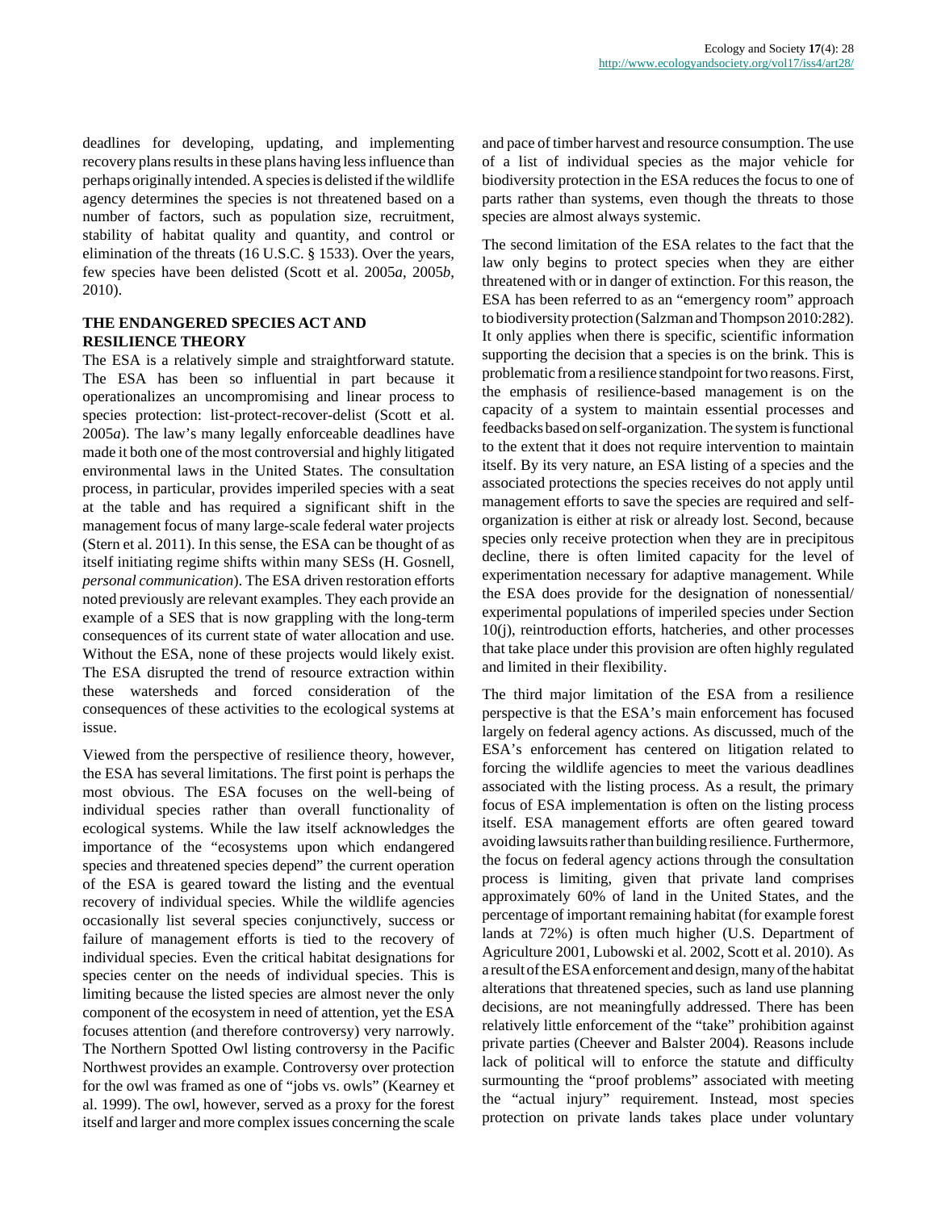deadlines for developing, updating, and implementing recovery plans results in these plans having less influence than perhaps originally intended. A species is delisted if the wildlife agency determines the species is not threatened based on a number of factors, such as population size, recruitment, stability of habitat quality and quantity, and control or elimination of the threats (16 U.S.C. § 1533). Over the years, few species have been delisted (Scott et al. 2005*a*, 2005*b*, 2010).

## THE ENDANGERED SPECIES ACT AND RESILIENCE THEORY

The ESA is a relatively simple and straightforward statute. The ESA has been so influential in part because it operationalizes an uncompromising and linear process to species protection: list-protect-recover-delist (Scott et al. 2005*a*). The law's many legally enforceable deadlines have made it both one of the most controversial and highly litigated environmental laws in the United States. The consultation process, in particular, provides imperiled species with a seat at the table and has required a significant shift in the management focus of many large-scale federal water projects (Stern et al. 2011). In this sense, the ESA can be thought of as itself initiating regime shifts within many SESs (H. Gosnell, *personal communication*). The ESA driven restoration efforts noted previously are relevant examples. They each provide an example of a SES that is now grappling with the long-term consequences of its current state of water allocation and use. Without the ESA, none of these projects would likely exist. The ESA disrupted the trend of resource extraction within these watersheds and forced consideration of the consequences of these activities to the ecological systems at issue.

Viewed from the perspective of resilience theory, however, the ESA has several limitations. The first point is perhaps the most obvious. The ESA focuses on the well-being of individual species rather than overall functionality of ecological systems. While the law itself acknowledges the importance of the "ecosystems upon which endangered species and threatened species depend" the current operation of the ESA is geared toward the listing and the eventual recovery of individual species. While the wildlife agencies occasionally list several species conjunctively, success or failure of management efforts is tied to the recovery of individual species. Even the critical habitat designations for species center on the needs of individual species. This is limiting because the listed species are almost never the only component of the ecosystem in need of attention, yet the ESA focuses attention (and therefore controversy) very narrowly. The Northern Spotted Owl listing controversy in the Pacific Northwest provides an example. Controversy over protection for the owl was framed as one of "jobs vs. owls" (Kearney et al. 1999). The owl, however, served as a proxy for the forest itself and larger and more complex issues concerning the scale and pace of timber harvest and resource consumption. The use of a list of individual species as the major vehicle for biodiversity protection in the ESA reduces the focus to one of parts rather than systems, even though the threats to those species are almost always systemic.

The second limitation of the ESA relates to the fact that the law only begins to protect species when they are either threatened with or in danger of extinction. For this reason, the ESA has been referred to as an "emergency room" approach to biodiversity protection (Salzman and Thompson 2010:282). It only applies when there is specific, scientific information supporting the decision that a species is on the brink. This is problematic from a resilience standpoint for two reasons. First, the emphasis of resilience-based management is on the capacity of a system to maintain essential processes and feedbacks based on self-organization. The system is functional to the extent that it does not require intervention to maintain itself. By its very nature, an ESA listing of a species and the associated protections the species receives do not apply until management efforts to save the species are required and self-organization is either at risk or already lost. Second, because species only receive protection when they are in precipitous decline, there is often limited capacity for the level of experimentation necessary for adaptive management. While the ESA does provide for the designation of nonessential/experimental populations of imperiled species under Section 10(j), reintroduction efforts, hatcheries, and other processes that take place under this provision are often highly regulated and limited in their flexibility.

The third major limitation of the ESA from a resilience perspective is that the ESA's main enforcement has focused largely on federal agency actions. As discussed, much of the ESA's enforcement has centered on litigation related to forcing the wildlife agencies to meet the various deadlines associated with the listing process. As a result, the primary focus of ESA implementation is often on the listing process itself. ESA management efforts are often geared toward avoiding lawsuits rather than building resilience. Furthermore, the focus on federal agency actions through the consultation process is limiting, given that private land comprises approximately 60% of land in the United States, and the percentage of important remaining habitat (for example forest lands at 72%) is often much higher (U.S. Department of Agriculture 2001, Lubowski et al. 2002, Scott et al. 2010). As a result of the ESA enforcement and design, many of the habitat alterations that threatened species, such as land use planning decisions, are not meaningfully addressed. There has been relatively little enforcement of the "take" prohibition against private parties (Cheever and Balster 2004). Reasons include lack of political will to enforce the statute and difficulty surmounting the "proof problems" associated with meeting the "actual injury" requirement. Instead, most species protection on private lands takes place under voluntary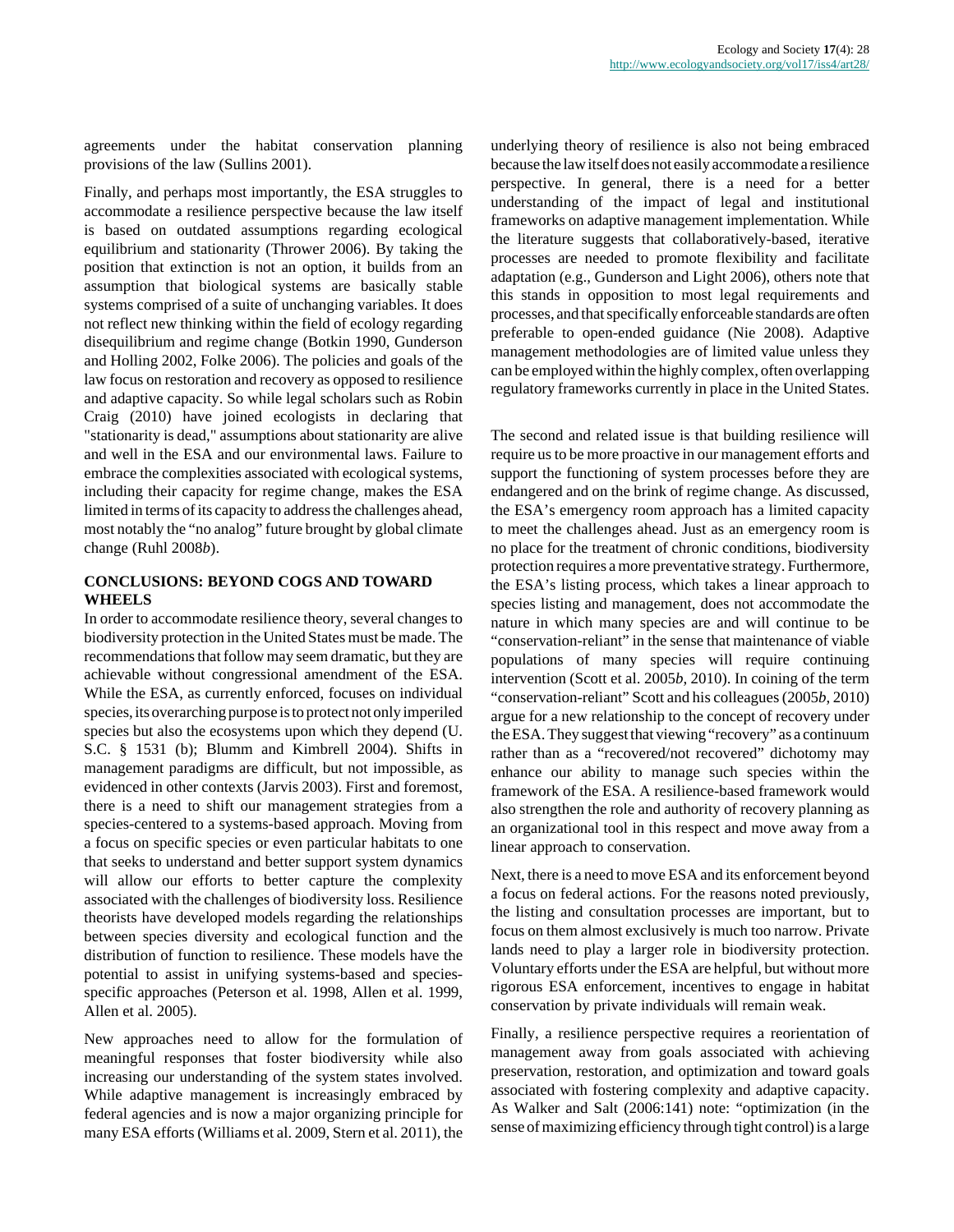agreements under the habitat conservation planning provisions of the law (Sullins 2001).

Finally, and perhaps most importantly, the ESA struggles to accommodate a resilience perspective because the law itself is based on outdated assumptions regarding ecological equilibrium and stationarity (Thrower 2006). By taking the position that extinction is not an option, it builds from an assumption that biological systems are basically stable systems comprised of a suite of unchanging variables. It does not reflect new thinking within the field of ecology regarding disequilibrium and regime change (Botkin 1990, Gunderson and Holling 2002, Folke 2006). The policies and goals of the law focus on restoration and recovery as opposed to resilience and adaptive capacity. So while legal scholars such as Robin Craig (2010) have joined ecologists in declaring that "stationarity is dead," assumptions about stationarity are alive and well in the ESA and our environmental laws. Failure to embrace the complexities associated with ecological systems, including their capacity for regime change, makes the ESA limited in terms of its capacity to address the challenges ahead, most notably the "no analog" future brought by global climate change (Ruhl 2008*b*).

## CONCLUSIONS: BEYOND COGS AND TOWARD WHEELS

In order to accommodate resilience theory, several changes to biodiversity protection in the United States must be made. The recommendations that follow may seem dramatic, but they are achievable without congressional amendment of the ESA. While the ESA, as currently enforced, focuses on individual species, its overarching purpose is to protect not only imperiled species but also the ecosystems upon which they depend (U. S.C. § 1531 (b); Blumm and Kimbrell 2004). Shifts in management paradigms are difficult, but not impossible, as evidenced in other contexts (Jarvis 2003). First and foremost, there is a need to shift our management strategies from a species-centered to a systems-based approach. Moving from a focus on specific species or even particular habitats to one that seeks to understand and better support system dynamics will allow our efforts to better capture the complexity associated with the challenges of biodiversity loss. Resilience theorists have developed models regarding the relationships between species diversity and ecological function and the distribution of function to resilience. These models have the potential to assist in unifying systems-based and species-specific approaches (Peterson et al. 1998, Allen et al. 1999, Allen et al. 2005).

New approaches need to allow for the formulation of meaningful responses that foster biodiversity while also increasing our understanding of the system states involved. While adaptive management is increasingly embraced by federal agencies and is now a major organizing principle for many ESA efforts (Williams et al. 2009, Stern et al. 2011), the underlying theory of resilience is also not being embraced because the law itself does not easily accommodate a resilience perspective. In general, there is a need for a better understanding of the impact of legal and institutional frameworks on adaptive management implementation. While the literature suggests that collaboratively-based, iterative processes are needed to promote flexibility and facilitate adaptation (e.g., Gunderson and Light 2006), others note that this stands in opposition to most legal requirements and processes, and that specifically enforceable standards are often preferable to open-ended guidance (Nie 2008). Adaptive management methodologies are of limited value unless they can be employed within the highly complex, often overlapping regulatory frameworks currently in place in the United States.

The second and related issue is that building resilience will require us to be more proactive in our management efforts and support the functioning of system processes before they are endangered and on the brink of regime change. As discussed, the ESA's emergency room approach has a limited capacity to meet the challenges ahead. Just as an emergency room is no place for the treatment of chronic conditions, biodiversity protection requires a more preventative strategy. Furthermore, the ESA's listing process, which takes a linear approach to species listing and management, does not accommodate the nature in which many species are and will continue to be "conservation-reliant" in the sense that maintenance of viable populations of many species will require continuing intervention (Scott et al. 2005*b*, 2010). In coining of the term "conservation-reliant" Scott and his colleagues (2005*b*, 2010) argue for a new relationship to the concept of recovery under the ESA. They suggest that viewing "recovery" as a continuum rather than as a "recovered/not recovered" dichotomy may enhance our ability to manage such species within the framework of the ESA. A resilience-based framework would also strengthen the role and authority of recovery planning as an organizational tool in this respect and move away from a linear approach to conservation.

Next, there is a need to move ESA and its enforcement beyond a focus on federal actions. For the reasons noted previously, the listing and consultation processes are important, but to focus on them almost exclusively is much too narrow. Private lands need to play a larger role in biodiversity protection. Voluntary efforts under the ESA are helpful, but without more rigorous ESA enforcement, incentives to engage in habitat conservation by private individuals will remain weak.

Finally, a resilience perspective requires a reorientation of management away from goals associated with achieving preservation, restoration, and optimization and toward goals associated with fostering complexity and adaptive capacity. As Walker and Salt (2006:141) note: "optimization (in the sense of maximizing efficiency through tight control) is a large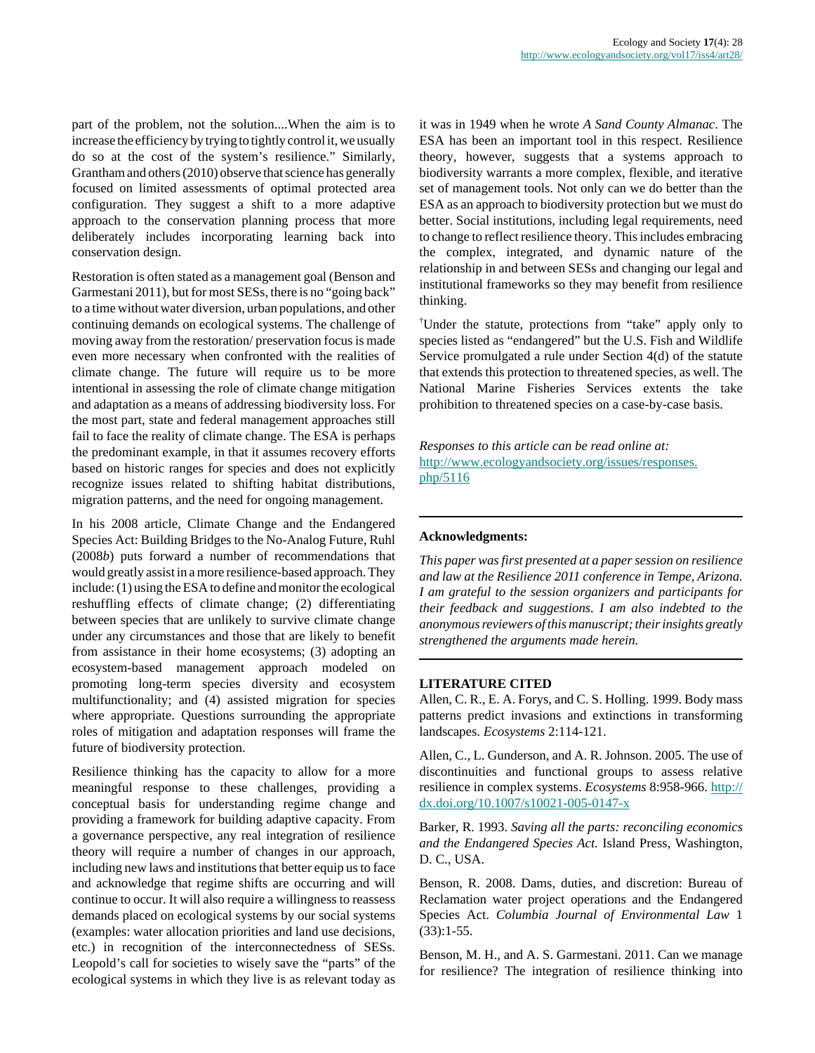part of the problem, not the solution....When the aim is to increase the efficiency by trying to tightly control it, we usually do so at the cost of the system's resilience." Similarly, Grantham and others (2010) observe that science has generally focused on limited assessments of optimal protected area configuration. They suggest a shift to a more adaptive approach to the conservation planning process that more deliberately includes incorporating learning back into conservation design.

Restoration is often stated as a management goal (Benson and Garmestani 2011), but for most SESs, there is no "going back" to a time without water diversion, urban populations, and other continuing demands on ecological systems. The challenge of moving away from the restoration/ preservation focus is made even more necessary when confronted with the realities of climate change. The future will require us to be more intentional in assessing the role of climate change mitigation and adaptation as a means of addressing biodiversity loss. For the most part, state and federal management approaches still fail to face the reality of climate change. The ESA is perhaps the predominant example, in that it assumes recovery efforts based on historic ranges for species and does not explicitly recognize issues related to shifting habitat distributions, migration patterns, and the need for ongoing management.

In his 2008 article, Climate Change and the Endangered Species Act: Building Bridges to the No-Analog Future, Ruhl (2008*b*) puts forward a number of recommendations that would greatly assist in a more resilience-based approach. They include: (1) using the ESA to define and monitor the ecological reshuffling effects of climate change; (2) differentiating between species that are unlikely to survive climate change under any circumstances and those that are likely to benefit from assistance in their home ecosystems; (3) adopting an ecosystem-based management approach modeled on promoting long-term species diversity and ecosystem multifunctionality; and (4) assisted migration for species where appropriate. Questions surrounding the appropriate roles of mitigation and adaptation responses will frame the future of biodiversity protection.

Resilience thinking has the capacity to allow for a more meaningful response to these challenges, providing a conceptual basis for understanding regime change and providing a framework for building adaptive capacity. From a governance perspective, any real integration of resilience theory will require a number of changes in our approach, including new laws and institutions that better equip us to face and acknowledge that regime shifts are occurring and will continue to occur. It will also require a willingness to reassess demands placed on ecological systems by our social systems (examples: water allocation priorities and land use decisions, etc.) in recognition of the interconnectedness of SESs. Leopold's call for societies to wisely save the "parts" of the ecological systems in which they live is as relevant today as it was in 1949 when he wrote *A Sand County Almanac*. The ESA has been an important tool in this respect. Resilience theory, however, suggests that a systems approach to biodiversity warrants a more complex, flexible, and iterative set of management tools. Not only can we do better than the ESA as an approach to biodiversity protection but we must do better. Social institutions, including legal requirements, need to change to reflect resilience theory. This includes embracing the complex, integrated, and dynamic nature of the relationship in and between SESs and changing our legal and institutional frameworks so they may benefit from resilience thinking.

[†]Under the statute, protections from "take" apply only to species listed as "endangered" but the U.S. Fish and Wildlife Service promulgated a rule under Section 4(d) of the statute that extends this protection to threatened species, as well. The National Marine Fisheries Services extents the take prohibition to threatened species on a case-by-case basis.

*Responses to this article can be read online at:*
http://www.ecologyandsociety.org/issues/responses.php/5116

---

**Acknowledgments:**

*This paper was first presented at a paper session on resilience and law at the Resilience 2011 conference in Tempe, Arizona. I am grateful to the session organizers and participants for their feedback and suggestions. I am also indebted to the anonymous reviewers of this manuscript; their insights greatly strengthened the arguments made herein.*

---

**LITERATURE CITED**

Allen, C. R., E. A. Forys, and C. S. Holling. 1999. Body mass patterns predict invasions and extinctions in transforming landscapes. *Ecosystems* 2:114-121.

Allen, C., L. Gunderson, and A. R. Johnson. 2005. The use of discontinuities and functional groups to assess relative resilience in complex systems. *Ecosystems* 8:958-966. http://dx.doi.org/10.1007/s10021-005-0147-x

Barker, R. 1993. *Saving all the parts: reconciling economics and the Endangered Species Act.* Island Press, Washington, D. C., USA.

Benson, R. 2008. Dams, duties, and discretion: Bureau of Reclamation water project operations and the Endangered Species Act. *Columbia Journal of Environmental Law* 1 (33):1-55.

Benson, M. H., and A. S. Garmestani. 2011. Can we manage for resilience? The integration of resilience thinking into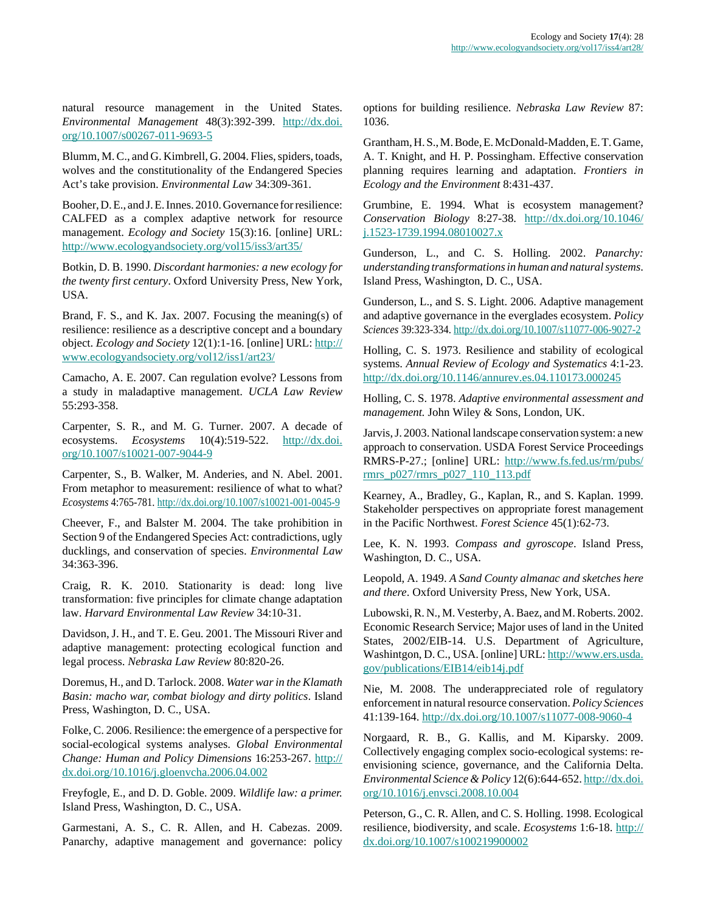natural resource management in the United States. *Environmental Management* 48(3):392-399. http://dx.doi.org/10.1007/s00267-011-9693-5

Blumm, M. C., and G. Kimbrell, G. 2004. Flies, spiders, toads, wolves and the constitutionality of the Endangered Species Act's take provision. *Environmental Law* 34:309-361.

Booher, D. E., and J. E. Innes. 2010. Governance for resilience: CALFED as a complex adaptive network for resource management. *Ecology and Society* 15(3):16. [online] URL: http://www.ecologyandsociety.org/vol15/iss3/art35/

Botkin, D. B. 1990. *Discordant harmonies: a new ecology for the twenty first century*. Oxford University Press, New York, USA.

Brand, F. S., and K. Jax. 2007. Focusing the meaning(s) of resilience: resilience as a descriptive concept and a boundary object. *Ecology and Society* 12(1):1-16. [online] URL: http://www.ecologyandsociety.org/vol12/iss1/art23/

Camacho, A. E. 2007. Can regulation evolve? Lessons from a study in maladaptive management. *UCLA Law Review* 55:293-358.

Carpenter, S. R., and M. G. Turner. 2007. A decade of ecosystems. *Ecosystems* 10(4):519-522. http://dx.doi.org/10.1007/s10021-007-9044-9

Carpenter, S., B. Walker, M. Anderies, and N. Abel. 2001. From metaphor to measurement: resilience of what to what? *Ecosystems* 4:765-781. http://dx.doi.org/10.1007/s10021-001-0045-9

Cheever, F., and Balster M. 2004. The take prohibition in Section 9 of the Endangered Species Act: contradictions, ugly ducklings, and conservation of species. *Environmental Law* 34:363-396.

Craig, R. K. 2010. Stationarity is dead: long live transformation: five principles for climate change adaptation law. *Harvard Environmental Law Review* 34:10-31.

Davidson, J. H., and T. E. Geu. 2001. The Missouri River and adaptive management: protecting ecological function and legal process. *Nebraska Law Review* 80:820-26.

Doremus, H., and D. Tarlock. 2008. *Water war in the Klamath Basin: macho war, combat biology and dirty politics*. Island Press, Washington, D. C., USA.

Folke, C. 2006. Resilience: the emergence of a perspective for social-ecological systems analyses. *Global Environmental Change: Human and Policy Dimensions* 16:253-267. http://dx.doi.org/10.1016/j.gloenvcha.2006.04.002

Freyfogle, E., and D. D. Goble. 2009. *Wildlife law: a primer.* Island Press, Washington, D. C., USA.

Garmestani, A. S., C. R. Allen, and H. Cabezas. 2009. Panarchy, adaptive management and governance: policy options for building resilience. *Nebraska Law Review* 87:1036.

Grantham, H. S., M. Bode, E. McDonald-Madden, E. T. Game, A. T. Knight, and H. P. Possingham. Effective conservation planning requires learning and adaptation. *Frontiers in Ecology and the Environment* 8:431-437.

Grumbine, E. 1994. What is ecosystem management? *Conservation Biology* 8:27-38. http://dx.doi.org/10.1046/j.1523-1739.1994.08010027.x

Gunderson, L., and C. S. Holling. 2002. *Panarchy: understanding transformations in human and natural systems*. Island Press, Washington, D. C., USA.

Gunderson, L., and S. S. Light. 2006. Adaptive management and adaptive governance in the everglades ecosystem. *Policy Sciences* 39:323-334. http://dx.doi.org/10.1007/s11077-006-9027-2

Holling, C. S. 1973. Resilience and stability of ecological systems. *Annual Review of Ecology and Systematics* 4:1-23. http://dx.doi.org/10.1146/annurev.es.04.110173.000245

Holling, C. S. 1978. *Adaptive environmental assessment and management.* John Wiley & Sons, London, UK.

Jarvis, J. 2003. National landscape conservation system: a new approach to conservation. USDA Forest Service Proceedings RMRS-P-27.; [online] URL: http://www.fs.fed.us/rm/pubs/rmrs_p027/rmrs_p027_110_113.pdf

Kearney, A., Bradley, G., Kaplan, R., and S. Kaplan. 1999. Stakeholder perspectives on appropriate forest management in the Pacific Northwest. *Forest Science* 45(1):62-73.

Lee, K. N. 1993. *Compass and gyroscope*. Island Press, Washington, D. C., USA.

Leopold, A. 1949. *A Sand County almanac and sketches here and there*. Oxford University Press, New York, USA.

Lubowski, R. N., M. Vesterby, A. Baez, and M. Roberts. 2002. Economic Research Service; Major uses of land in the United States, 2002/EIB-14. U.S. Department of Agriculture, Washintgon, D. C., USA. [online] URL: http://www.ers.usda.gov/publications/EIB14/eib14j.pdf

Nie, M. 2008. The underappreciated role of regulatory enforcement in natural resource conservation. *Policy Sciences* 41:139-164. http://dx.doi.org/10.1007/s11077-008-9060-4

Norgaard, R. B., G. Kallis, and M. Kiparsky. 2009. Collectively engaging complex socio-ecological systems: re-envisioning science, governance, and the California Delta. *Environmental Science & Policy* 12(6):644-652. http://dx.doi.org/10.1016/j.envsci.2008.10.004

Peterson, G., C. R. Allen, and C. S. Holling. 1998. Ecological resilience, biodiversity, and scale. *Ecosystems* 1:6-18. http://dx.doi.org/10.1007/s100219900002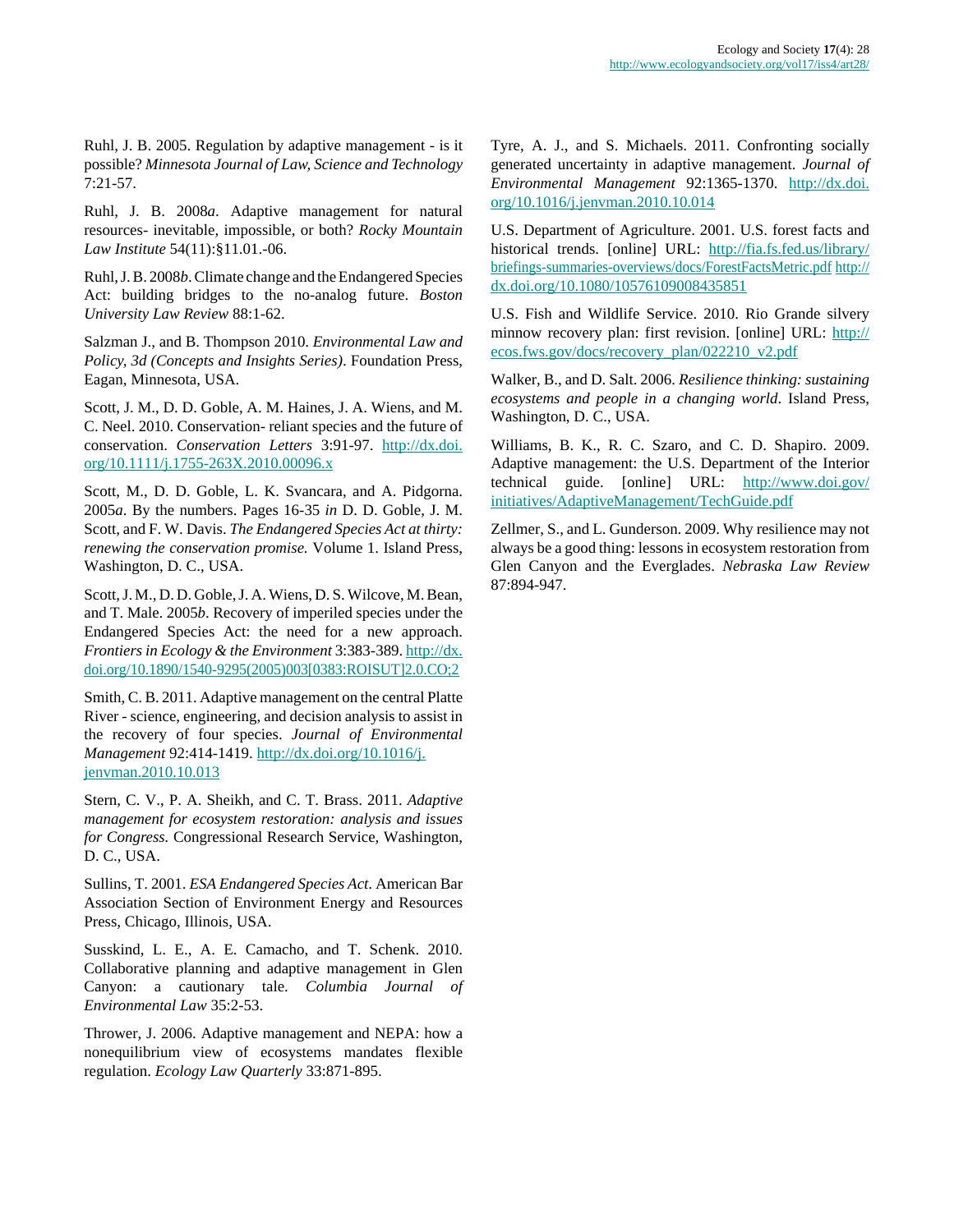Ruhl, J. B. 2005. Regulation by adaptive management - is it possible? *Minnesota Journal of Law, Science and Technology* 7:21-57.

Ruhl, J. B. 2008*a*. Adaptive management for natural resources- inevitable, impossible, or both? *Rocky Mountain Law Institute* 54(11):§11.01.-06.

Ruhl, J. B. 2008*b*. Climate change and the Endangered Species Act: building bridges to the no-analog future. *Boston University Law Review* 88:1-62.

Salzman J., and B. Thompson 2010. *Environmental Law and Policy, 3d (Concepts and Insights Series)*. Foundation Press, Eagan, Minnesota, USA.

Scott, J. M., D. D. Goble, A. M. Haines, J. A. Wiens, and M. C. Neel. 2010. Conservation- reliant species and the future of conservation. *Conservation Letters* 3:91-97. http://dx.doi.org/10.1111/j.1755-263X.2010.00096.x

Scott, M., D. D. Goble, L. K. Svancara, and A. Pidgorna. 2005*a*. By the numbers. Pages 16-35 *in* D. D. Goble, J. M. Scott, and F. W. Davis. *The Endangered Species Act at thirty: renewing the conservation promise.* Volume 1. Island Press, Washington, D. C., USA.

Scott, J. M., D. D. Goble, J. A. Wiens, D. S. Wilcove, M. Bean, and T. Male. 2005*b*. Recovery of imperiled species under the Endangered Species Act: the need for a new approach. *Frontiers in Ecology & the Environment* 3:383-389. http://dx.doi.org/10.1890/1540-9295(2005)003[0383:ROISUT]2.0.CO;2

Smith, C. B. 2011. Adaptive management on the central Platte River - science, engineering, and decision analysis to assist in the recovery of four species. *Journal of Environmental Management* 92:414-1419. http://dx.doi.org/10.1016/j.jenvman.2010.10.013

Stern, C. V., P. A. Sheikh, and C. T. Brass. 2011. *Adaptive management for ecosystem restoration: analysis and issues for Congress.* Congressional Research Service, Washington, D. C., USA.

Sullins, T. 2001. *ESA Endangered Species Act*. American Bar Association Section of Environment Energy and Resources Press, Chicago, Illinois, USA.

Susskind, L. E., A. E. Camacho, and T. Schenk. 2010. Collaborative planning and adaptive management in Glen Canyon: a cautionary tale. *Columbia Journal of Environmental Law* 35:2-53.

Thrower, J. 2006. Adaptive management and NEPA: how a nonequilibrium view of ecosystems mandates flexible regulation. *Ecology Law Quarterly* 33:871-895.

Tyre, A. J., and S. Michaels. 2011. Confronting socially generated uncertainty in adaptive management. *Journal of Environmental Management* 92:1365-1370. http://dx.doi.org/10.1016/j.jenvman.2010.10.014

U.S. Department of Agriculture. 2001. U.S. forest facts and historical trends. [online] URL: http://fia.fs.fed.us/library/briefings-summaries-overviews/docs/ForestFactsMetric.pdf http://dx.doi.org/10.1080/10576109008435851

U.S. Fish and Wildlife Service. 2010. Rio Grande silvery minnow recovery plan: first revision. [online] URL: http://ecos.fws.gov/docs/recovery_plan/022210_v2.pdf

Walker, B., and D. Salt. 2006. *Resilience thinking: sustaining ecosystems and people in a changing world*. Island Press, Washington, D. C., USA.

Williams, B. K., R. C. Szaro, and C. D. Shapiro. 2009. Adaptive management: the U.S. Department of the Interior technical guide. [online] URL: http://www.doi.gov/initiatives/AdaptiveManagement/TechGuide.pdf

Zellmer, S., and L. Gunderson. 2009. Why resilience may not always be a good thing: lessons in ecosystem restoration from Glen Canyon and the Everglades. *Nebraska Law Review* 87:894-947.